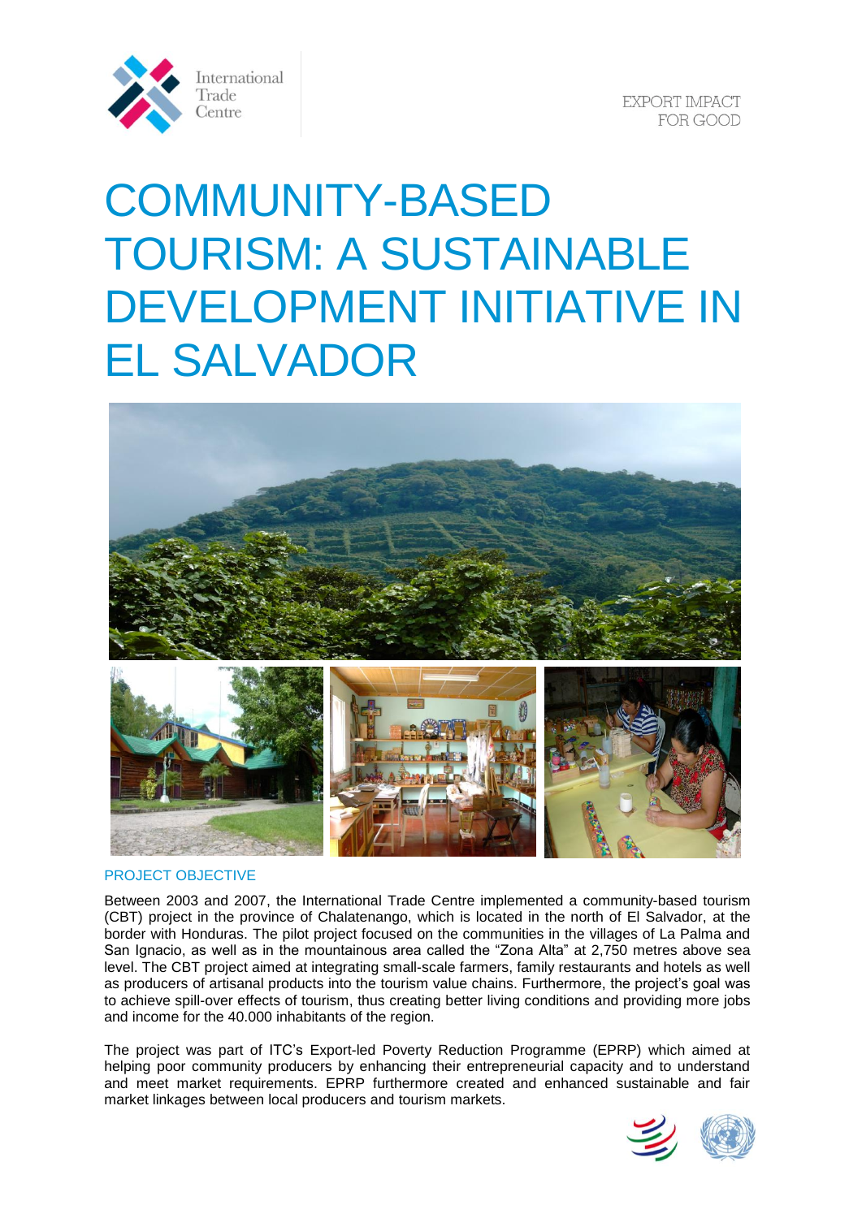International Trade Centre

EXPORT IMPACT FOR GOOD

# COMMUNITY-BASED TOURISM: A SUSTAINABLE DEVELOPMENT INITIATIVE IN EL SALVADOR

## PROJECT OBJECTIVE

Between 2003 and 2007, the International Trade Centre implemented a community-based tourism (CBT) project in the province of Chalatenango, which is located in the north of El Salvador, at the border with Honduras. The pilot project focused on the communities in the villages of La Palma and San Ignacio, as well as in the mountainous area called the "Zona Alta" at 2,750 metres above sea level. The CBT project aimed at integrating small-scale farmers, family restaurants and hotels as well as producers of artisanal products into the tourism value chains. Furthermore, the project's goal was to achieve spill-over effects of tourism, thus creating better living conditions and providing more jobs and income for the 40.000 inhabitants of the region.

The project was part of ITC's Export-led Poverty Reduction Programme (EPRP) which aimed at helping poor community producers by enhancing their entrepreneurial capacity and to understand and meet market requirements. EPRP furthermore created and enhanced sustainable and fair market linkages between local producers and tourism markets.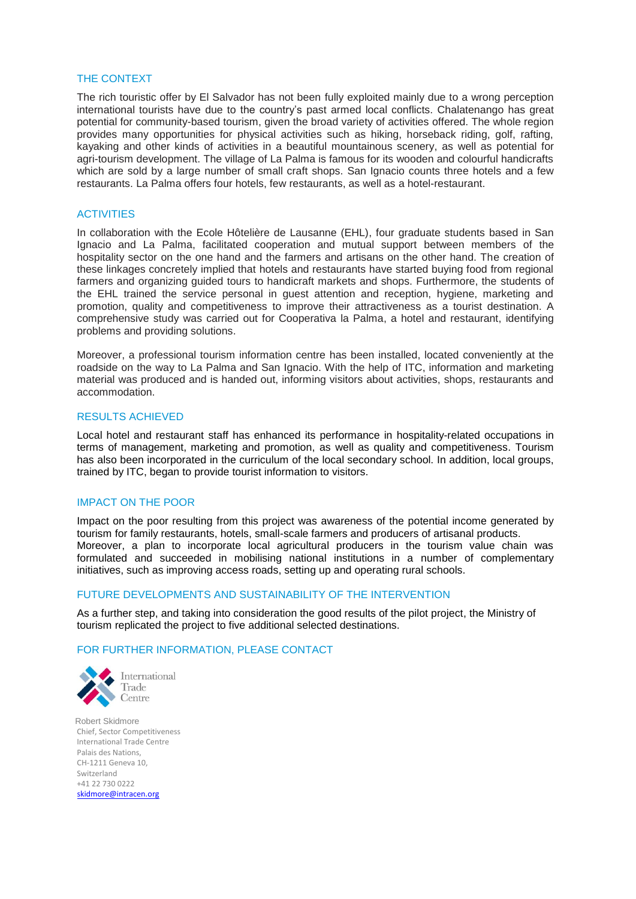## THE CONTEXT

The rich touristic offer by El Salvador has not been fully exploited mainly due to a wrong perception international tourists have due to the country's past armed local conflicts. Chalatenango has great potential for community-based tourism, given the broad variety of activities offered. The whole region provides many opportunities for physical activities such as hiking, horseback riding, golf, rafting, kayaking and other kinds of activities in a beautiful mountainous scenery, as well as potential for agri-tourism development. The village of La Palma is famous for its wooden and colourful handicrafts which are sold by a large number of small craft shops. San Ignacio counts three hotels and a few restaurants. La Palma offers four hotels, few restaurants, as well as a hotel-restaurant.

## ACTIVITIES

In collaboration with the Ecole Hôtelière de Lausanne (EHL), four graduate students based in San Ignacio and La Palma, facilitated cooperation and mutual support between members of the hospitality sector on the one hand and the farmers and artisans on the other hand. The creation of these linkages concretely implied that hotels and restaurants have started buying food from regional farmers and organizing guided tours to handicraft markets and shops. Furthermore, the students of the EHL trained the service personal in guest attention and reception, hygiene, marketing and promotion, quality and competitiveness to improve their attractiveness as a tourist destination. A comprehensive study was carried out for Cooperativa la Palma, a hotel and restaurant, identifying problems and providing solutions.

Moreover, a professional tourism information centre has been installed, located conveniently at the roadside on the way to La Palma and San Ignacio. With the help of ITC, information and marketing material was produced and is handed out, informing visitors about activities, shops, restaurants and accommodation.

## RESULTS ACHIEVED

Local hotel and restaurant staff has enhanced its performance in hospitality-related occupations in terms of management, marketing and promotion, as well as quality and competitiveness. Tourism has also been incorporated in the curriculum of the local secondary school. In addition, local groups, trained by ITC, began to provide tourist information to visitors.

## IMPACT ON THE POOR

Impact on the poor resulting from this project was awareness of the potential income generated by tourism for family restaurants, hotels, small-scale farmers and producers of artisanal products.
Moreover, a plan to incorporate local agricultural producers in the tourism value chain was formulated and succeeded in mobilising national institutions in a number of complementary initiatives, such as improving access roads, setting up and operating rural schools.

## FUTURE DEVELOPMENTS AND SUSTAINABILITY OF THE INTERVENTION

As a further step, and taking into consideration the good results of the pilot project, the Ministry of tourism replicated the project to five additional selected destinations.

## FOR FURTHER INFORMATION, PLEASE CONTACT

International Trade Centre

Robert Skidmore
Chief, Sector Competitiveness
International Trade Centre
Palais des Nations,
CH-1211 Geneva 10,
Switzerland
+41 22 730 0222
skidmore@intracen.org